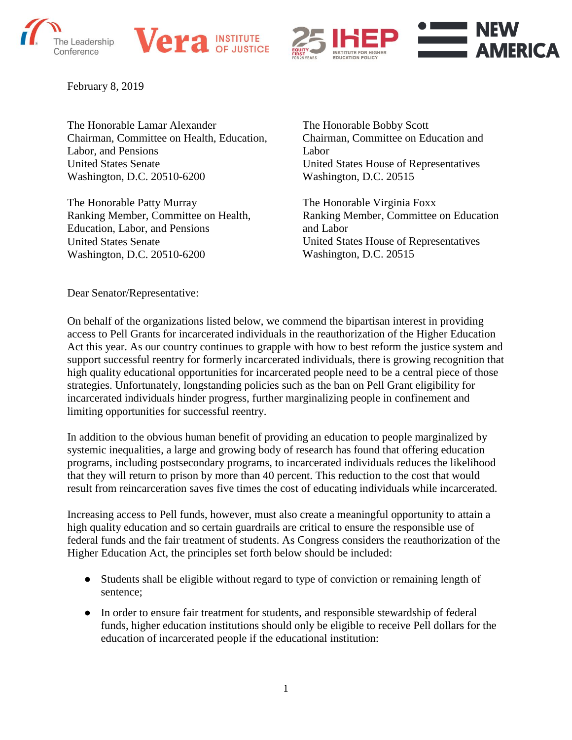February 8, 2019

The Honorable Lamar Alexander
Chairman, Committee on Health, Education, Labor, and Pensions
United States Senate
Washington, D.C. 20510-6200

The Honorable Patty Murray
Ranking Member, Committee on Health, Education, Labor, and Pensions
United States Senate
Washington, D.C. 20510-6200

The Honorable Bobby Scott
Chairman, Committee on Education and Labor
United States House of Representatives
Washington, D.C. 20515

The Honorable Virginia Foxx
Ranking Member, Committee on Education and Labor
United States House of Representatives
Washington, D.C. 20515

Dear Senator/Representative:

On behalf of the organizations listed below, we commend the bipartisan interest in providing access to Pell Grants for incarcerated individuals in the reauthorization of the Higher Education Act this year. As our country continues to grapple with how to best reform the justice system and support successful reentry for formerly incarcerated individuals, there is growing recognition that high quality educational opportunities for incarcerated people need to be a central piece of those strategies. Unfortunately, longstanding policies such as the ban on Pell Grant eligibility for incarcerated individuals hinder progress, further marginalizing people in confinement and limiting opportunities for successful reentry.

In addition to the obvious human benefit of providing an education to people marginalized by systemic inequalities, a large and growing body of research has found that offering education programs, including postsecondary programs, to incarcerated individuals reduces the likelihood that they will return to prison by more than 40 percent. This reduction to the cost that would result from reincarceration saves five times the cost of educating individuals while incarcerated.

Increasing access to Pell funds, however, must also create a meaningful opportunity to attain a high quality education and so certain guardrails are critical to ensure the responsible use of federal funds and the fair treatment of students. As Congress considers the reauthorization of the Higher Education Act, the principles set forth below should be included:

- Students shall be eligible without regard to type of conviction or remaining length of sentence;
- In order to ensure fair treatment for students, and responsible stewardship of federal funds, higher education institutions should only be eligible to receive Pell dollars for the education of incarcerated people if the educational institution: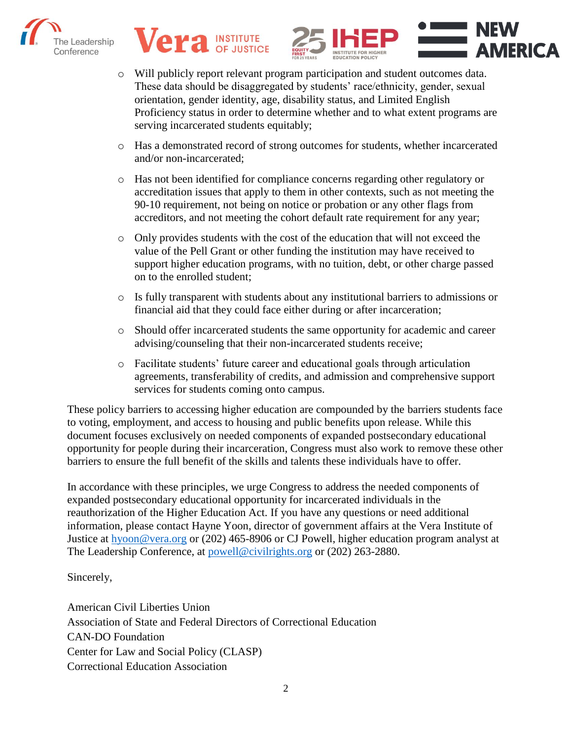- Will publicly report relevant program participation and student outcomes data. These data should be disaggregated by students' race/ethnicity, gender, sexual orientation, gender identity, age, disability status, and Limited English Proficiency status in order to determine whether and to what extent programs are serving incarcerated students equitably;
- Has a demonstrated record of strong outcomes for students, whether incarcerated and/or non-incarcerated;
- Has not been identified for compliance concerns regarding other regulatory or accreditation issues that apply to them in other contexts, such as not meeting the 90-10 requirement, not being on notice or probation or any other flags from accreditors, and not meeting the cohort default rate requirement for any year;
- Only provides students with the cost of the education that will not exceed the value of the Pell Grant or other funding the institution may have received to support higher education programs, with no tuition, debt, or other charge passed on to the enrolled student;
- Is fully transparent with students about any institutional barriers to admissions or financial aid that they could face either during or after incarceration;
- Should offer incarcerated students the same opportunity for academic and career advising/counseling that their non-incarcerated students receive;
- Facilitate students' future career and educational goals through articulation agreements, transferability of credits, and admission and comprehensive support services for students coming onto campus.

These policy barriers to accessing higher education are compounded by the barriers students face to voting, employment, and access to housing and public benefits upon release. While this document focuses exclusively on needed components of expanded postsecondary educational opportunity for people during their incarceration, Congress must also work to remove these other barriers to ensure the full benefit of the skills and talents these individuals have to offer.

In accordance with these principles, we urge Congress to address the needed components of expanded postsecondary educational opportunity for incarcerated individuals in the reauthorization of the Higher Education Act. If you have any questions or need additional information, please contact Hayne Yoon, director of government affairs at the Vera Institute of Justice at hyoon@vera.org or (202) 465-8906 or CJ Powell, higher education program analyst at The Leadership Conference, at powell@civilrights.org or (202) 263-2880.

Sincerely,

American Civil Liberties Union
Association of State and Federal Directors of Correctional Education
CAN-DO Foundation
Center for Law and Social Policy (CLASP)
Correctional Education Association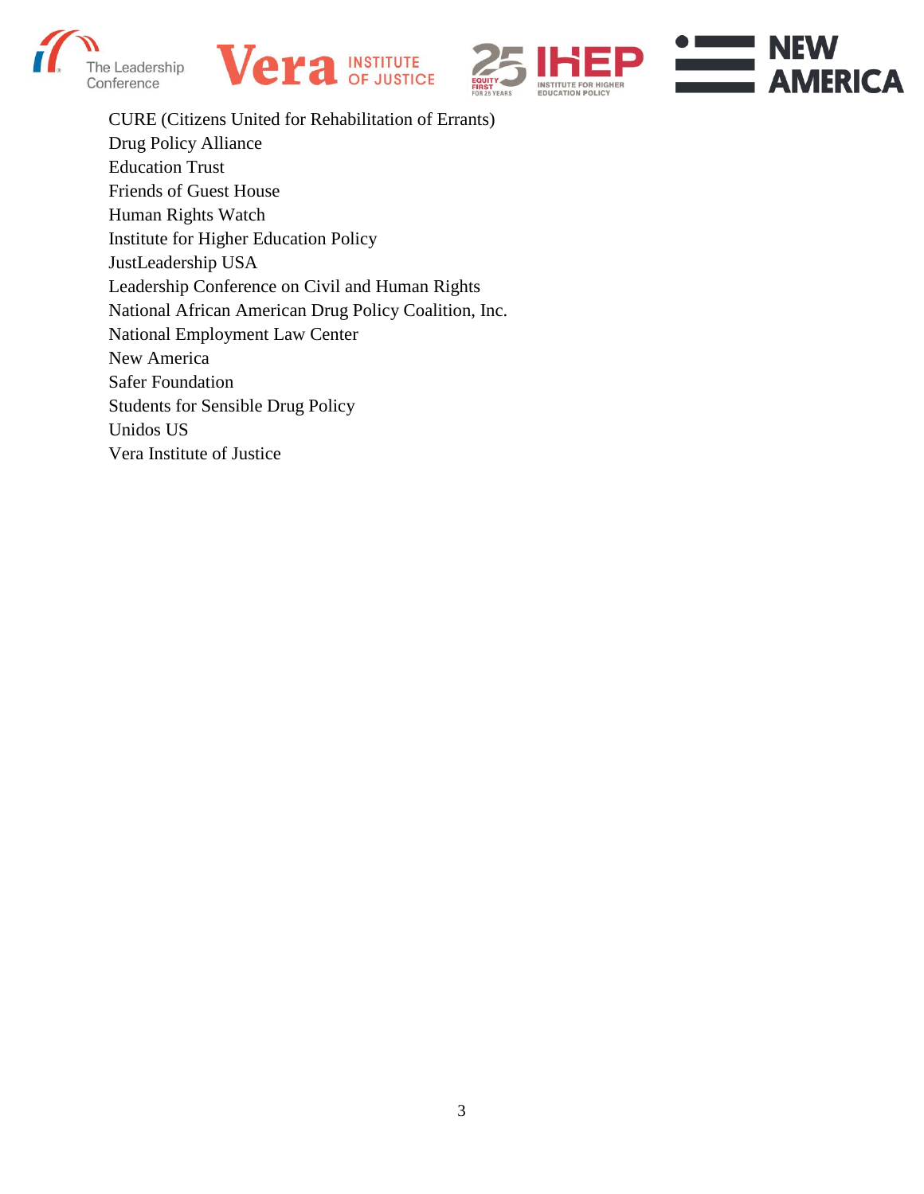CURE (Citizens United for Rehabilitation of Errants)
Drug Policy Alliance
Education Trust
Friends of Guest House
Human Rights Watch
Institute for Higher Education Policy
JustLeadership USA
Leadership Conference on Civil and Human Rights
National African American Drug Policy Coalition, Inc.
National Employment Law Center
New America
Safer Foundation
Students for Sensible Drug Policy
Unidos US
Vera Institute of Justice